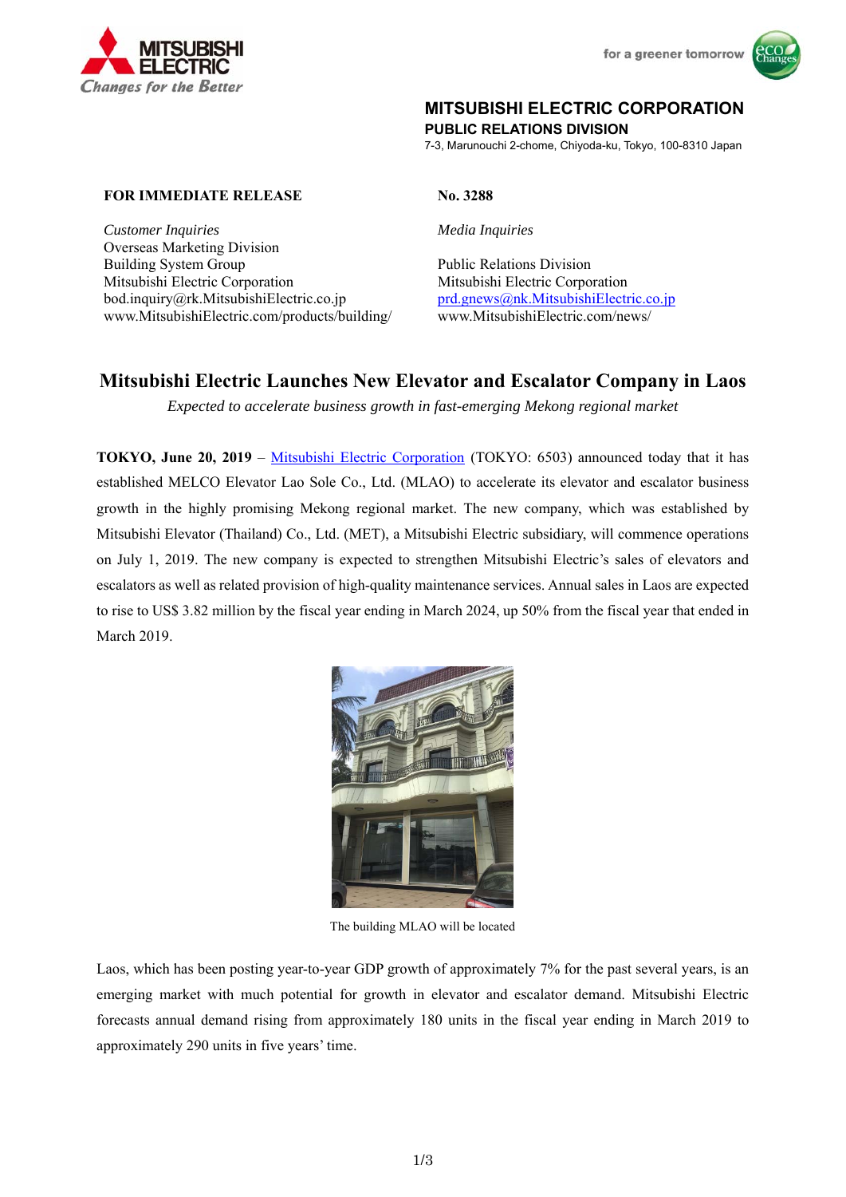MITSUBISHI ELECTRIC
*Changes for the Better*

for a greener tomorrow

**MITSUBISHI ELECTRIC CORPORATION**
**PUBLIC RELATIONS DIVISION**
7-3, Marunouchi 2-chome, Chiyoda-ku, Tokyo, 100-8310 Japan

**FOR IMMEDIATE RELEASE** | **No. 3288**

*Customer Inquiries*
Overseas Marketing Division
Building System Group
Mitsubishi Electric Corporation
bod.inquiry@rk.MitsubishiElectric.co.jp
www.MitsubishiElectric.com/products/building/

*Media Inquiries*
Public Relations Division
Mitsubishi Electric Corporation
prd.gnews@nk.MitsubishiElectric.co.jp
www.MitsubishiElectric.com/news/

# Mitsubishi Electric Launches New Elevator and Escalator Company in Laos

*Expected to accelerate business growth in fast-emerging Mekong regional market*

**TOKYO, June 20, 2019** – Mitsubishi Electric Corporation (TOKYO: 6503) announced today that it has established MELCO Elevator Lao Sole Co., Ltd. (MLAO) to accelerate its elevator and escalator business growth in the highly promising Mekong regional market. The new company, which was established by Mitsubishi Elevator (Thailand) Co., Ltd. (MET), a Mitsubishi Electric subsidiary, will commence operations on July 1, 2019. The new company is expected to strengthen Mitsubishi Electric's sales of elevators and escalators as well as related provision of high-quality maintenance services. Annual sales in Laos are expected to rise to US$ 3.82 million by the fiscal year ending in March 2024, up 50% from the fiscal year that ended in March 2019.

The building MLAO will be located

Laos, which has been posting year-to-year GDP growth of approximately 7% for the past several years, is an emerging market with much potential for growth in elevator and escalator demand. Mitsubishi Electric forecasts annual demand rising from approximately 180 units in the fiscal year ending in March 2019 to approximately 290 units in five years' time.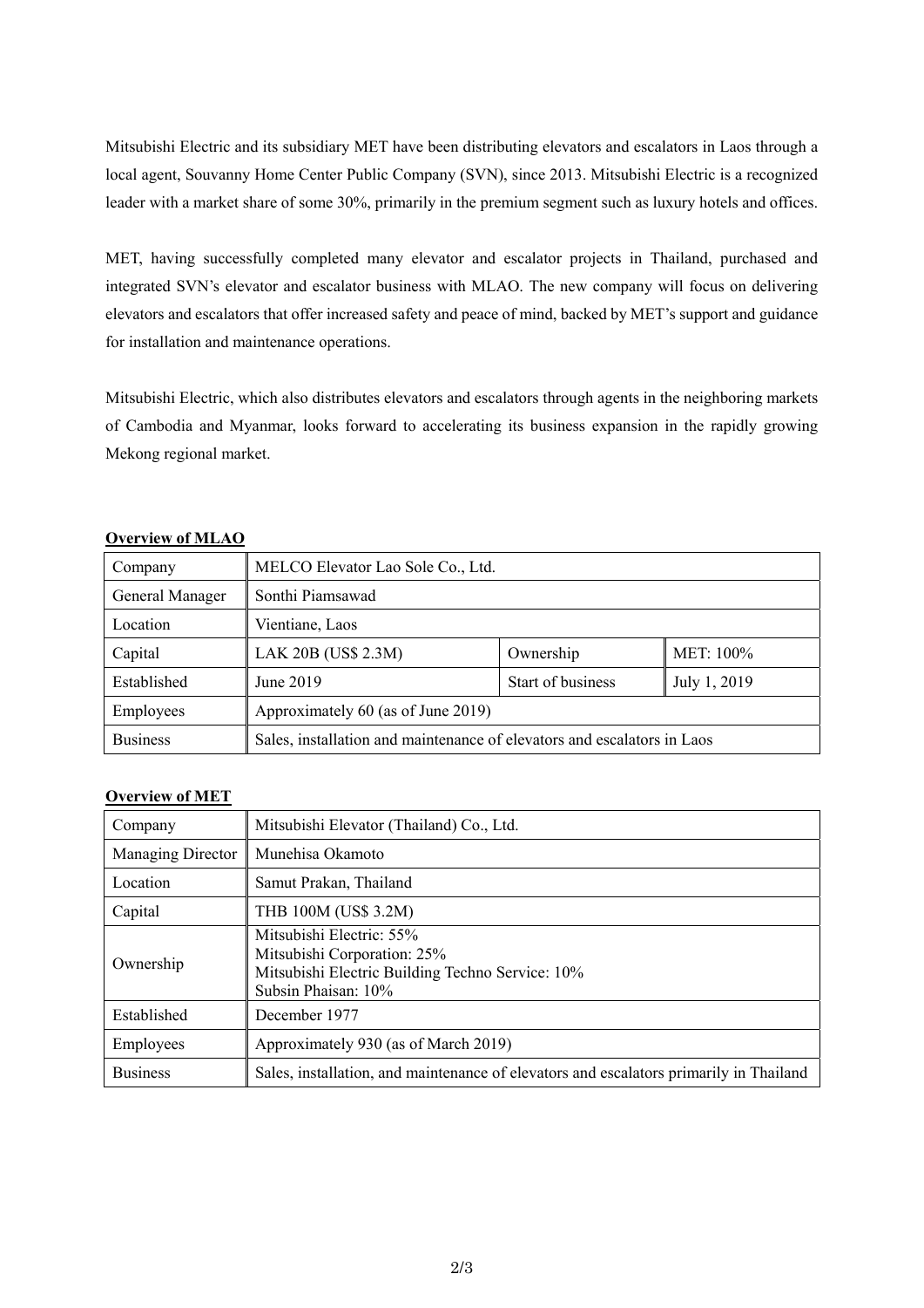Mitsubishi Electric and its subsidiary MET have been distributing elevators and escalators in Laos through a local agent, Souvanny Home Center Public Company (SVN), since 2013. Mitsubishi Electric is a recognized leader with a market share of some 30%, primarily in the premium segment such as luxury hotels and offices.

MET, having successfully completed many elevator and escalator projects in Thailand, purchased and integrated SVN's elevator and escalator business with MLAO. The new company will focus on delivering elevators and escalators that offer increased safety and peace of mind, backed by MET's support and guidance for installation and maintenance operations.

Mitsubishi Electric, which also distributes elevators and escalators through agents in the neighboring markets of Cambodia and Myanmar, looks forward to accelerating its business expansion in the rapidly growing Mekong regional market.

**Overview of MLAO**

| Company | MELCO Elevator Lao Sole Co., Ltd. | | |
|---|---|---|---|
| General Manager | Sonthi Piamsawad | | |
| Location | Vientiane, Laos | | |
| Capital | LAK 20B (US$ 2.3M) | Ownership | MET: 100% |
| Established | June 2019 | Start of business | July 1, 2019 |
| Employees | Approximately 60 (as of June 2019) | | |
| Business | Sales, installation and maintenance of elevators and escalators in Laos | | |

**Overview of MET**

| Company | Mitsubishi Elevator (Thailand) Co., Ltd. |
|---|---|
| Managing Director | Munehisa Okamoto |
| Location | Samut Prakan, Thailand |
| Capital | THB 100M (US$ 3.2M) |
| Ownership | Mitsubishi Electric: 55%<br>Mitsubishi Corporation: 25%<br>Mitsubishi Electric Building Techno Service: 10%<br>Subsin Phaisan: 10% |
| Established | December 1977 |
| Employees | Approximately 930 (as of March 2019) |
| Business | Sales, installation, and maintenance of elevators and escalators primarily in Thailand |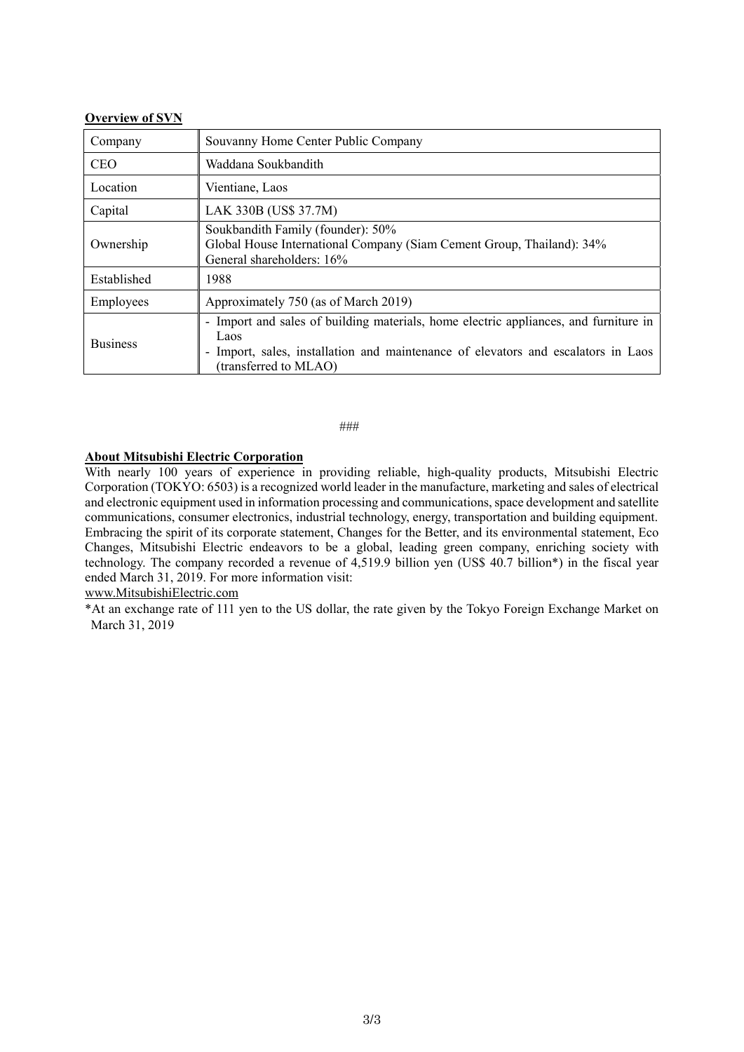**Overview of SVN**

| | |
|---|---|
| Company | Souvanny Home Center Public Company |
| CEO | Waddana Soukbandith |
| Location | Vientiane, Laos |
| Capital | LAK 330B (US$ 37.7M) |
| Ownership | Soukbandith Family (founder): 50%<br>Global House International Company (Siam Cement Group, Thailand): 34%<br>General shareholders: 16% |
| Established | 1988 |
| Employees | Approximately 750 (as of March 2019) |
| Business | - Import and sales of building materials, home electric appliances, and furniture in Laos<br>- Import, sales, installation and maintenance of elevators and escalators in Laos (transferred to MLAO) |

###

**About Mitsubishi Electric Corporation**

With nearly 100 years of experience in providing reliable, high-quality products, Mitsubishi Electric Corporation (TOKYO: 6503) is a recognized world leader in the manufacture, marketing and sales of electrical and electronic equipment used in information processing and communications, space development and satellite communications, consumer electronics, industrial technology, energy, transportation and building equipment. Embracing the spirit of its corporate statement, Changes for the Better, and its environmental statement, Eco Changes, Mitsubishi Electric endeavors to be a global, leading green company, enriching society with technology. The company recorded a revenue of 4,519.9 billion yen (US$ 40.7 billion*) in the fiscal year ended March 31, 2019. For more information visit:
www.MitsubishiElectric.com

*At an exchange rate of 111 yen to the US dollar, the rate given by the Tokyo Foreign Exchange Market on March 31, 2019